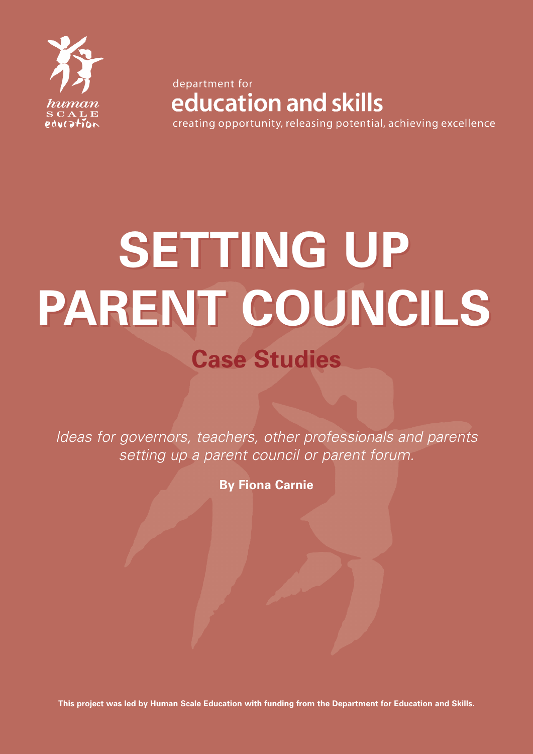human SCALE education

department for
**education and skills**
creating opportunity, releasing potential, achieving excellence

# SETTING UP PARENT COUNCILS

## Case Studies

*Ideas for governors, teachers, other professionals and parents setting up a parent council or parent forum.*

**By Fiona Carnie**

**This project was led by Human Scale Education with funding from the Department for Education and Skills.**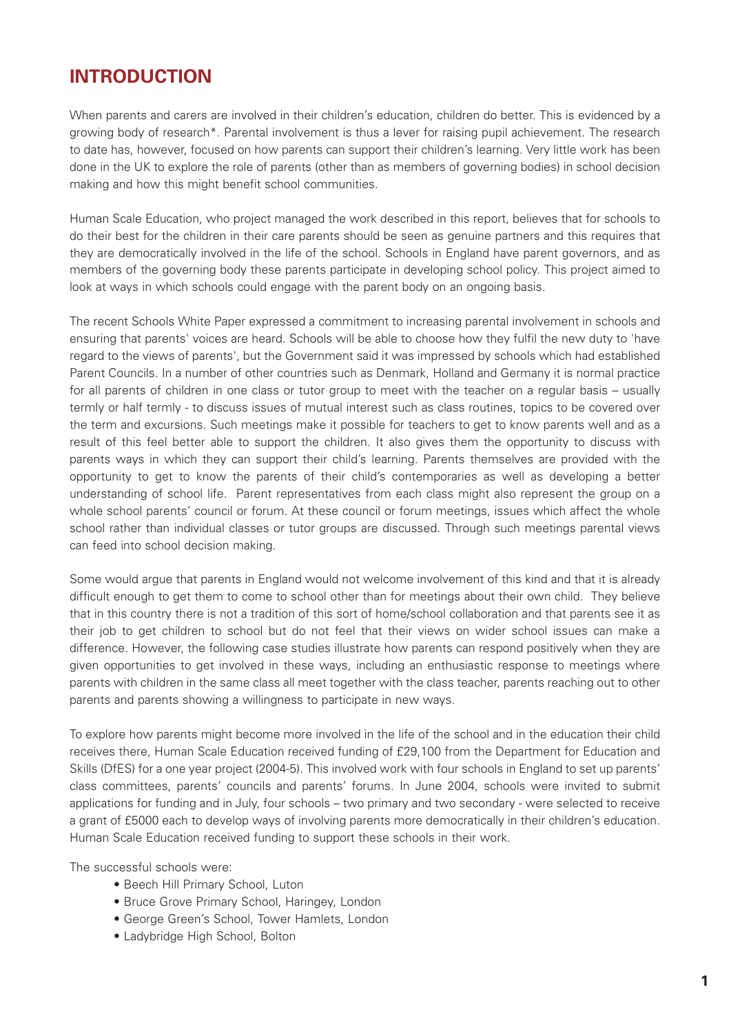# INTRODUCTION

When parents and carers are involved in their children's education, children do better. This is evidenced by a growing body of research*. Parental involvement is thus a lever for raising pupil achievement. The research to date has, however, focused on how parents can support their children's learning. Very little work has been done in the UK to explore the role of parents (other than as members of governing bodies) in school decision making and how this might benefit school communities.

Human Scale Education, who project managed the work described in this report, believes that for schools to do their best for the children in their care parents should be seen as genuine partners and this requires that they are democratically involved in the life of the school. Schools in England have parent governors, and as members of the governing body these parents participate in developing school policy. This project aimed to look at ways in which schools could engage with the parent body on an ongoing basis.

The recent Schools White Paper expressed a commitment to increasing parental involvement in schools and ensuring that parents' voices are heard. Schools will be able to choose how they fulfil the new duty to 'have regard to the views of parents', but the Government said it was impressed by schools which had established Parent Councils. In a number of other countries such as Denmark, Holland and Germany it is normal practice for all parents of children in one class or tutor group to meet with the teacher on a regular basis – usually termly or half termly - to discuss issues of mutual interest such as class routines, topics to be covered over the term and excursions. Such meetings make it possible for teachers to get to know parents well and as a result of this feel better able to support the children. It also gives them the opportunity to discuss with parents ways in which they can support their child's learning. Parents themselves are provided with the opportunity to get to know the parents of their child's contemporaries as well as developing a better understanding of school life. Parent representatives from each class might also represent the group on a whole school parents' council or forum. At these council or forum meetings, issues which affect the whole school rather than individual classes or tutor groups are discussed. Through such meetings parental views can feed into school decision making.

Some would argue that parents in England would not welcome involvement of this kind and that it is already difficult enough to get them to come to school other than for meetings about their own child. They believe that in this country there is not a tradition of this sort of home/school collaboration and that parents see it as their job to get children to school but do not feel that their views on wider school issues can make a difference. However, the following case studies illustrate how parents can respond positively when they are given opportunities to get involved in these ways, including an enthusiastic response to meetings where parents with children in the same class all meet together with the class teacher, parents reaching out to other parents and parents showing a willingness to participate in new ways.

To explore how parents might become more involved in the life of the school and in the education their child receives there, Human Scale Education received funding of £29,100 from the Department for Education and Skills (DfES) for a one year project (2004-5). This involved work with four schools in England to set up parents' class committees, parents' councils and parents' forums. In June 2004, schools were invited to submit applications for funding and in July, four schools – two primary and two secondary - were selected to receive a grant of £5000 each to develop ways of involving parents more democratically in their children's education. Human Scale Education received funding to support these schools in their work.

The successful schools were:

- Beech Hill Primary School, Luton
- Bruce Grove Primary School, Haringey, London
- George Green's School, Tower Hamlets, London
- Ladybridge High School, Bolton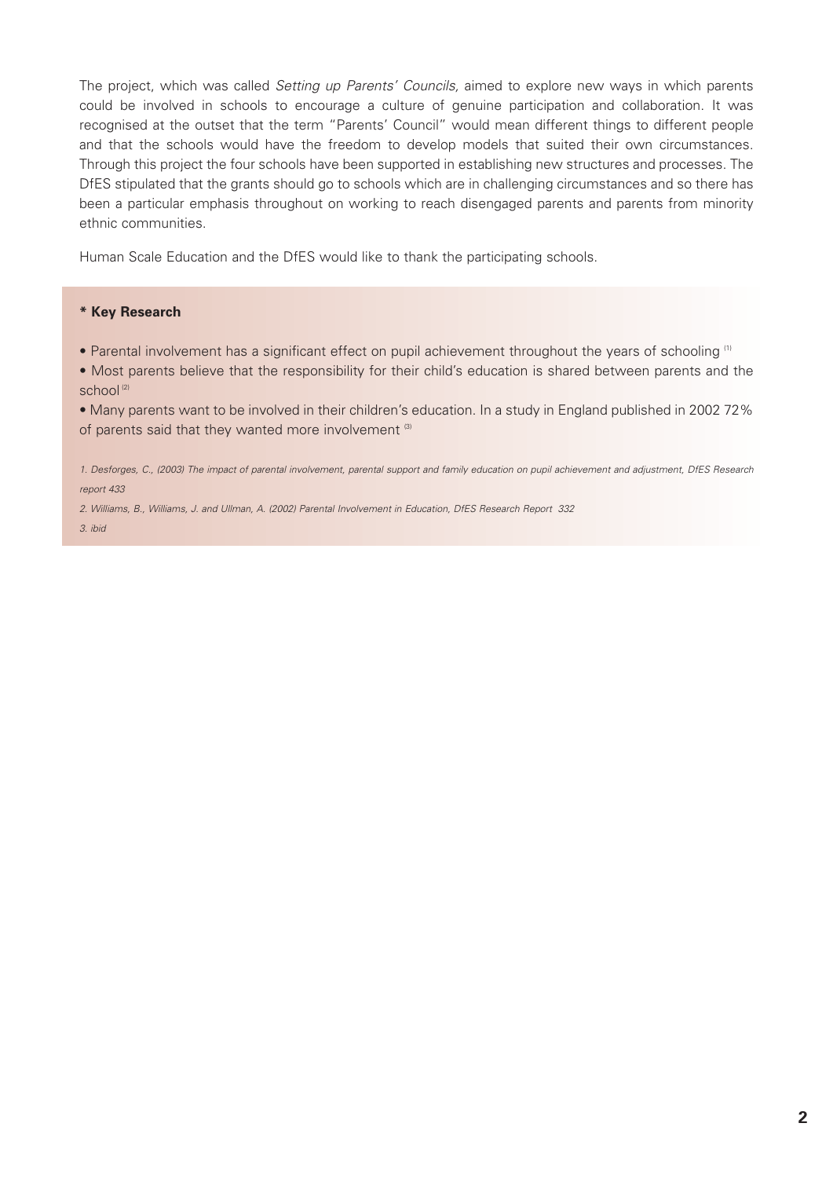The project, which was called *Setting up Parents' Councils,* aimed to explore new ways in which parents could be involved in schools to encourage a culture of genuine participation and collaboration. It was recognised at the outset that the term "Parents' Council" would mean different things to different people and that the schools would have the freedom to develop models that suited their own circumstances. Through this project the four schools have been supported in establishing new structures and processes. The DfES stipulated that the grants should go to schools which are in challenging circumstances and so there has been a particular emphasis throughout on working to reach disengaged parents and parents from minority ethnic communities.

Human Scale Education and the DfES would like to thank the participating schools.

**\* Key Research**

- Parental involvement has a significant effect on pupil achievement throughout the years of schooling [1]
- Most parents believe that the responsibility for their child's education is shared between parents and the school [2]
- Many parents want to be involved in their children's education. In a study in England published in 2002 72% of parents said that they wanted more involvement [3]

*1. Desforges, C., (2003) The impact of parental involvement, parental support and family education on pupil achievement and adjustment, DfES Research report 433*

*2. Williams, B., Williams, J. and Ullman, A. (2002) Parental Involvement in Education, DfES Research Report 332*

*3. ibid*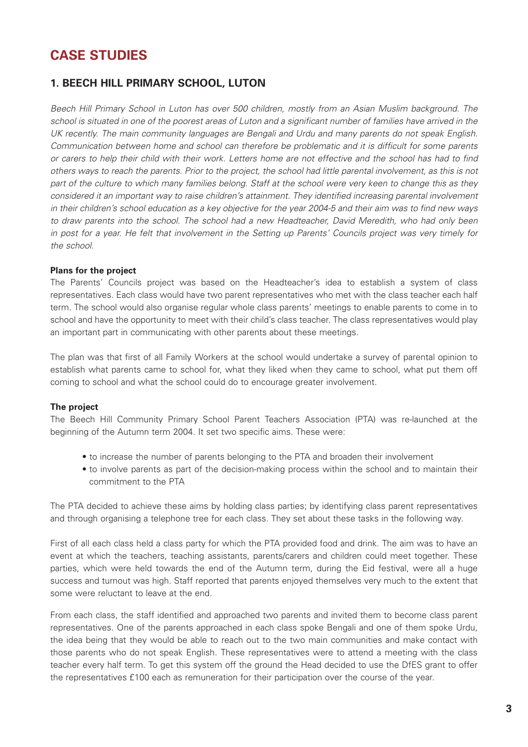# CASE STUDIES

## 1. BEECH HILL PRIMARY SCHOOL, LUTON

*Beech Hill Primary School in Luton has over 500 children, mostly from an Asian Muslim background. The school is situated in one of the poorest areas of Luton and a significant number of families have arrived in the UK recently. The main community languages are Bengali and Urdu and many parents do not speak English. Communication between home and school can therefore be problematic and it is difficult for some parents or carers to help their child with their work. Letters home are not effective and the school has had to find others ways to reach the parents. Prior to the project, the school had little parental involvement, as this is not part of the culture to which many families belong. Staff at the school were very keen to change this as they considered it an important way to raise children's attainment. They identified increasing parental involvement in their children's school education as a key objective for the year 2004-5 and their aim was to find new ways to draw parents into the school. The school had a new Headteacher, David Meredith, who had only been in post for a year. He felt that involvement in the Setting up Parents' Councils project was very timely for the school.*

**Plans for the project**

The Parents' Councils project was based on the Headteacher's idea to establish a system of class representatives. Each class would have two parent representatives who met with the class teacher each half term. The school would also organise regular whole class parents' meetings to enable parents to come in to school and have the opportunity to meet with their child's class teacher. The class representatives would play an important part in communicating with other parents about these meetings.

The plan was that first of all Family Workers at the school would undertake a survey of parental opinion to establish what parents came to school for, what they liked when they came to school, what put them off coming to school and what the school could do to encourage greater involvement.

**The project**

The Beech Hill Community Primary School Parent Teachers Association (PTA) was re-launched at the beginning of the Autumn term 2004. It set two specific aims. These were:

- to increase the number of parents belonging to the PTA and broaden their involvement
- to involve parents as part of the decision-making process within the school and to maintain their commitment to the PTA

The PTA decided to achieve these aims by holding class parties; by identifying class parent representatives and through organising a telephone tree for each class. They set about these tasks in the following way.

First of all each class held a class party for which the PTA provided food and drink. The aim was to have an event at which the teachers, teaching assistants, parents/carers and children could meet together. These parties, which were held towards the end of the Autumn term, during the Eid festival, were all a huge success and turnout was high. Staff reported that parents enjoyed themselves very much to the extent that some were reluctant to leave at the end.

From each class, the staff identified and approached two parents and invited them to become class parent representatives. One of the parents approached in each class spoke Bengali and one of them spoke Urdu, the idea being that they would be able to reach out to the two main communities and make contact with those parents who do not speak English. These representatives were to attend a meeting with the class teacher every half term. To get this system off the ground the Head decided to use the DfES grant to offer the representatives £100 each as remuneration for their participation over the course of the year.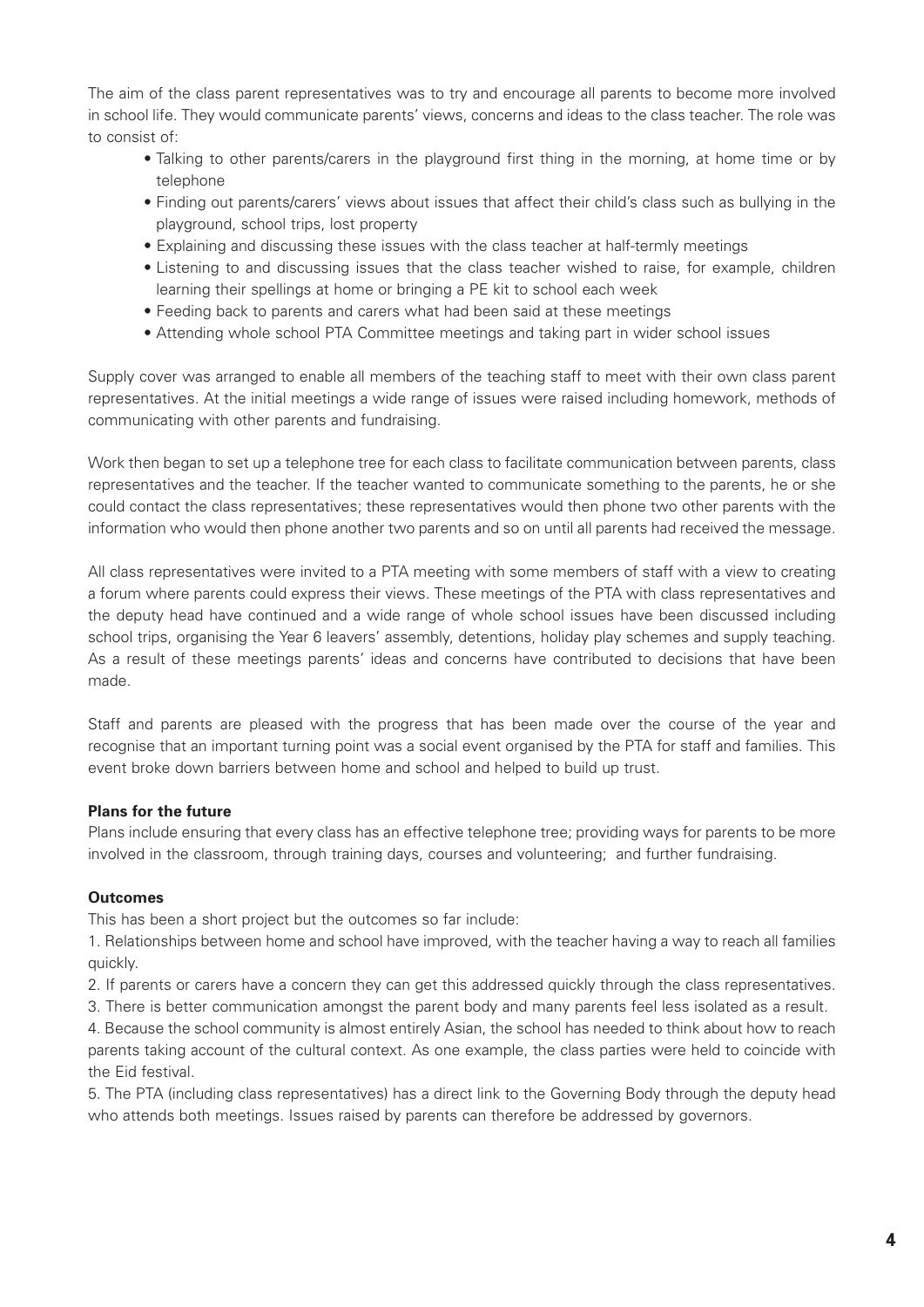The aim of the class parent representatives was to try and encourage all parents to become more involved in school life. They would communicate parents' views, concerns and ideas to the class teacher. The role was to consist of:

- Talking to other parents/carers in the playground first thing in the morning, at home time or by telephone
- Finding out parents/carers' views about issues that affect their child's class such as bullying in the playground, school trips, lost property
- Explaining and discussing these issues with the class teacher at half-termly meetings
- Listening to and discussing issues that the class teacher wished to raise, for example, children learning their spellings at home or bringing a PE kit to school each week
- Feeding back to parents and carers what had been said at these meetings
- Attending whole school PTA Committee meetings and taking part in wider school issues

Supply cover was arranged to enable all members of the teaching staff to meet with their own class parent representatives. At the initial meetings a wide range of issues were raised including homework, methods of communicating with other parents and fundraising.

Work then began to set up a telephone tree for each class to facilitate communication between parents, class representatives and the teacher. If the teacher wanted to communicate something to the parents, he or she could contact the class representatives; these representatives would then phone two other parents with the information who would then phone another two parents and so on until all parents had received the message.

All class representatives were invited to a PTA meeting with some members of staff with a view to creating a forum where parents could express their views. These meetings of the PTA with class representatives and the deputy head have continued and a wide range of whole school issues have been discussed including school trips, organising the Year 6 leavers' assembly, detentions, holiday play schemes and supply teaching. As a result of these meetings parents' ideas and concerns have contributed to decisions that have been made.

Staff and parents are pleased with the progress that has been made over the course of the year and recognise that an important turning point was a social event organised by the PTA for staff and families. This event broke down barriers between home and school and helped to build up trust.

**Plans for the future**

Plans include ensuring that every class has an effective telephone tree; providing ways for parents to be more involved in the classroom, through training days, courses and volunteering; and further fundraising.

**Outcomes**

This has been a short project but the outcomes so far include:

1. Relationships between home and school have improved, with the teacher having a way to reach all families quickly.
2. If parents or carers have a concern they can get this addressed quickly through the class representatives.
3. There is better communication amongst the parent body and many parents feel less isolated as a result.
4. Because the school community is almost entirely Asian, the school has needed to think about how to reach parents taking account of the cultural context. As one example, the class parties were held to coincide with the Eid festival.
5. The PTA (including class representatives) has a direct link to the Governing Body through the deputy head who attends both meetings. Issues raised by parents can therefore be addressed by governors.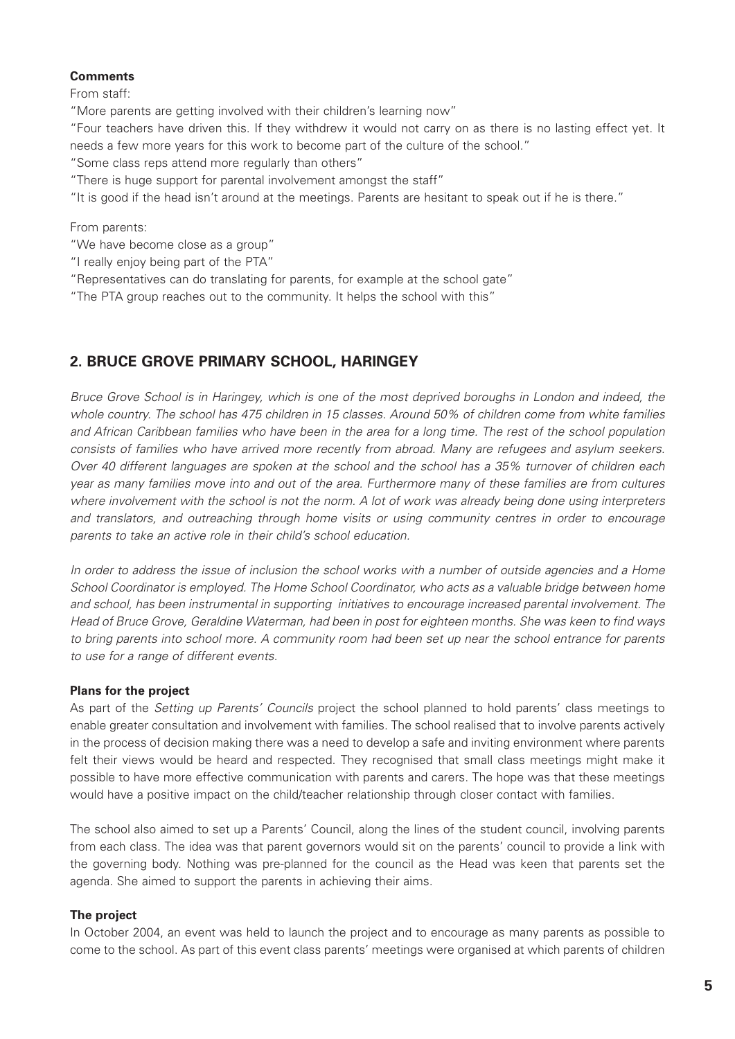**Comments**

From staff:

"More parents are getting involved with their children's learning now"

"Four teachers have driven this. If they withdrew it would not carry on as there is no lasting effect yet. It needs a few more years for this work to become part of the culture of the school."

"Some class reps attend more regularly than others"

"There is huge support for parental involvement amongst the staff"

"It is good if the head isn't around at the meetings. Parents are hesitant to speak out if he is there."

From parents:

"We have become close as a group"

"I really enjoy being part of the PTA"

"Representatives can do translating for parents, for example at the school gate"

"The PTA group reaches out to the community. It helps the school with this"

## 2. BRUCE GROVE PRIMARY SCHOOL, HARINGEY

*Bruce Grove School is in Haringey, which is one of the most deprived boroughs in London and indeed, the whole country. The school has 475 children in 15 classes. Around 50% of children come from white families and African Caribbean families who have been in the area for a long time. The rest of the school population consists of families who have arrived more recently from abroad. Many are refugees and asylum seekers. Over 40 different languages are spoken at the school and the school has a 35% turnover of children each year as many families move into and out of the area. Furthermore many of these families are from cultures where involvement with the school is not the norm. A lot of work was already being done using interpreters and translators, and outreaching through home visits or using community centres in order to encourage parents to take an active role in their child's school education.*

*In order to address the issue of inclusion the school works with a number of outside agencies and a Home School Coordinator is employed. The Home School Coordinator, who acts as a valuable bridge between home and school, has been instrumental in supporting initiatives to encourage increased parental involvement. The Head of Bruce Grove, Geraldine Waterman, had been in post for eighteen months. She was keen to find ways to bring parents into school more. A community room had been set up near the school entrance for parents to use for a range of different events.*

**Plans for the project**

As part of the *Setting up Parents' Councils* project the school planned to hold parents' class meetings to enable greater consultation and involvement with families. The school realised that to involve parents actively in the process of decision making there was a need to develop a safe and inviting environment where parents felt their views would be heard and respected. They recognised that small class meetings might make it possible to have more effective communication with parents and carers. The hope was that these meetings would have a positive impact on the child/teacher relationship through closer contact with families.

The school also aimed to set up a Parents' Council, along the lines of the student council, involving parents from each class. The idea was that parent governors would sit on the parents' council to provide a link with the governing body. Nothing was pre-planned for the council as the Head was keen that parents set the agenda. She aimed to support the parents in achieving their aims.

**The project**

In October 2004, an event was held to launch the project and to encourage as many parents as possible to come to the school. As part of this event class parents' meetings were organised at which parents of children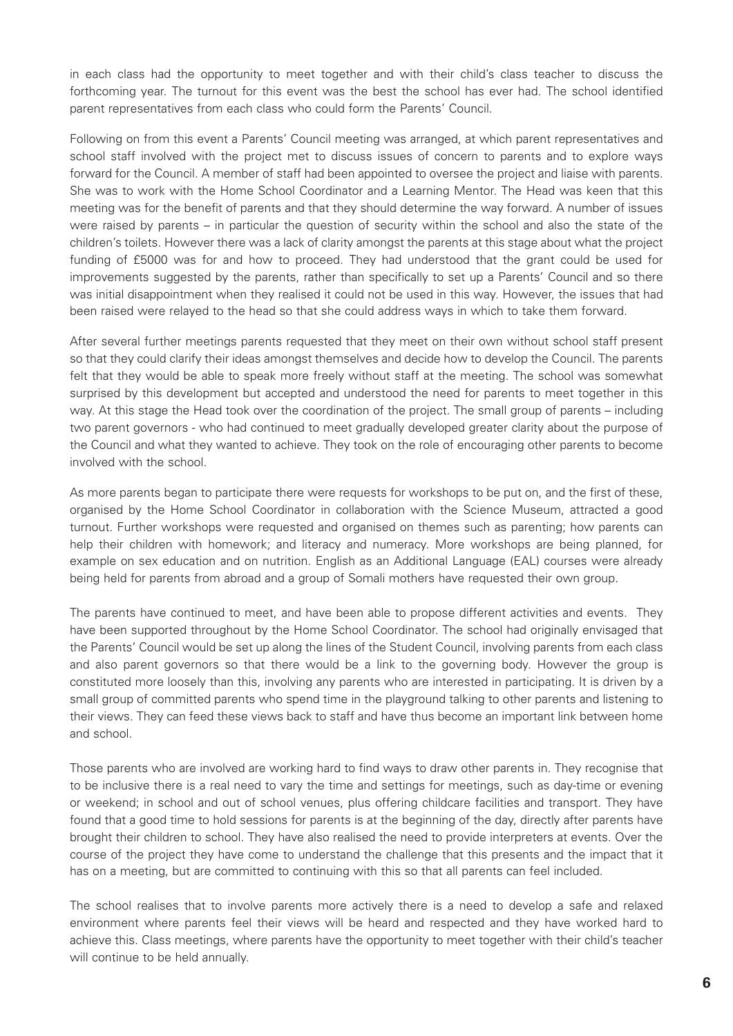in each class had the opportunity to meet together and with their child's class teacher to discuss the forthcoming year. The turnout for this event was the best the school has ever had. The school identified parent representatives from each class who could form the Parents' Council.

Following on from this event a Parents' Council meeting was arranged, at which parent representatives and school staff involved with the project met to discuss issues of concern to parents and to explore ways forward for the Council. A member of staff had been appointed to oversee the project and liaise with parents. She was to work with the Home School Coordinator and a Learning Mentor. The Head was keen that this meeting was for the benefit of parents and that they should determine the way forward. A number of issues were raised by parents – in particular the question of security within the school and also the state of the children's toilets. However there was a lack of clarity amongst the parents at this stage about what the project funding of £5000 was for and how to proceed. They had understood that the grant could be used for improvements suggested by the parents, rather than specifically to set up a Parents' Council and so there was initial disappointment when they realised it could not be used in this way. However, the issues that had been raised were relayed to the head so that she could address ways in which to take them forward.

After several further meetings parents requested that they meet on their own without school staff present so that they could clarify their ideas amongst themselves and decide how to develop the Council. The parents felt that they would be able to speak more freely without staff at the meeting. The school was somewhat surprised by this development but accepted and understood the need for parents to meet together in this way. At this stage the Head took over the coordination of the project. The small group of parents – including two parent governors - who had continued to meet gradually developed greater clarity about the purpose of the Council and what they wanted to achieve. They took on the role of encouraging other parents to become involved with the school.

As more parents began to participate there were requests for workshops to be put on, and the first of these, organised by the Home School Coordinator in collaboration with the Science Museum, attracted a good turnout. Further workshops were requested and organised on themes such as parenting; how parents can help their children with homework; and literacy and numeracy. More workshops are being planned, for example on sex education and on nutrition. English as an Additional Language (EAL) courses were already being held for parents from abroad and a group of Somali mothers have requested their own group.

The parents have continued to meet, and have been able to propose different activities and events. They have been supported throughout by the Home School Coordinator. The school had originally envisaged that the Parents' Council would be set up along the lines of the Student Council, involving parents from each class and also parent governors so that there would be a link to the governing body. However the group is constituted more loosely than this, involving any parents who are interested in participating. It is driven by a small group of committed parents who spend time in the playground talking to other parents and listening to their views. They can feed these views back to staff and have thus become an important link between home and school.

Those parents who are involved are working hard to find ways to draw other parents in. They recognise that to be inclusive there is a real need to vary the time and settings for meetings, such as day-time or evening or weekend; in school and out of school venues, plus offering childcare facilities and transport. They have found that a good time to hold sessions for parents is at the beginning of the day, directly after parents have brought their children to school. They have also realised the need to provide interpreters at events. Over the course of the project they have come to understand the challenge that this presents and the impact that it has on a meeting, but are committed to continuing with this so that all parents can feel included.

The school realises that to involve parents more actively there is a need to develop a safe and relaxed environment where parents feel their views will be heard and respected and they have worked hard to achieve this. Class meetings, where parents have the opportunity to meet together with their child's teacher will continue to be held annually.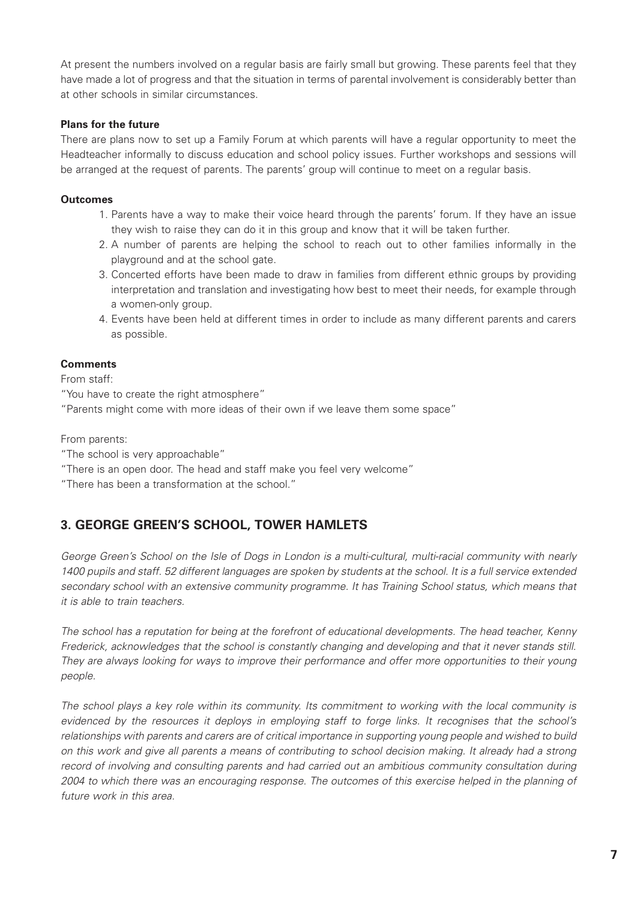At present the numbers involved on a regular basis are fairly small but growing. These parents feel that they have made a lot of progress and that the situation in terms of parental involvement is considerably better than at other schools in similar circumstances.

**Plans for the future**

There are plans now to set up a Family Forum at which parents will have a regular opportunity to meet the Headteacher informally to discuss education and school policy issues. Further workshops and sessions will be arranged at the request of parents. The parents' group will continue to meet on a regular basis.

**Outcomes**

1. Parents have a way to make their voice heard through the parents' forum. If they have an issue they wish to raise they can do it in this group and know that it will be taken further.
2. A number of parents are helping the school to reach out to other families informally in the playground and at the school gate.
3. Concerted efforts have been made to draw in families from different ethnic groups by providing interpretation and translation and investigating how best to meet their needs, for example through a women-only group.
4. Events have been held at different times in order to include as many different parents and carers as possible.

**Comments**

From staff:

"You have to create the right atmosphere"

"Parents might come with more ideas of their own if we leave them some space"

From parents:

"The school is very approachable"

"There is an open door. The head and staff make you feel very welcome"

"There has been a transformation at the school."

## 3. GEORGE GREEN'S SCHOOL, TOWER HAMLETS

*George Green's School on the Isle of Dogs in London is a multi-cultural, multi-racial community with nearly 1400 pupils and staff. 52 different languages are spoken by students at the school. It is a full service extended secondary school with an extensive community programme. It has Training School status, which means that it is able to train teachers.*

*The school has a reputation for being at the forefront of educational developments. The head teacher, Kenny Frederick, acknowledges that the school is constantly changing and developing and that it never stands still. They are always looking for ways to improve their performance and offer more opportunities to their young people.*

*The school plays a key role within its community. Its commitment to working with the local community is evidenced by the resources it deploys in employing staff to forge links. It recognises that the school's relationships with parents and carers are of critical importance in supporting young people and wished to build on this work and give all parents a means of contributing to school decision making. It already had a strong record of involving and consulting parents and had carried out an ambitious community consultation during 2004 to which there was an encouraging response. The outcomes of this exercise helped in the planning of future work in this area.*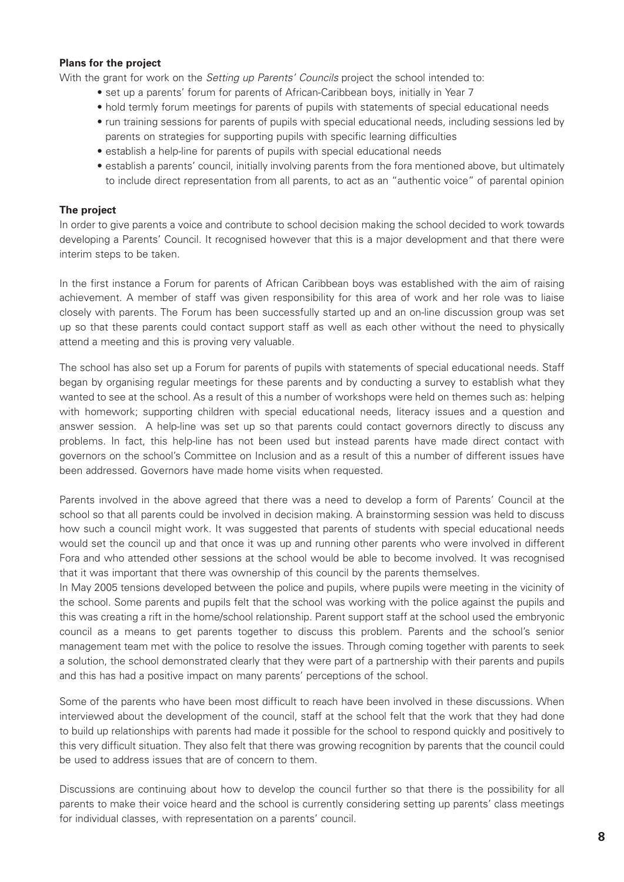**Plans for the project**

With the grant for work on the *Setting up Parents' Councils* project the school intended to:

- set up a parents' forum for parents of African-Caribbean boys, initially in Year 7
- hold termly forum meetings for parents of pupils with statements of special educational needs
- run training sessions for parents of pupils with special educational needs, including sessions led by parents on strategies for supporting pupils with specific learning difficulties
- establish a help-line for parents of pupils with special educational needs
- establish a parents' council, initially involving parents from the fora mentioned above, but ultimately to include direct representation from all parents, to act as an "authentic voice" of parental opinion

**The project**

In order to give parents a voice and contribute to school decision making the school decided to work towards developing a Parents' Council. It recognised however that this is a major development and that there were interim steps to be taken.

In the first instance a Forum for parents of African Caribbean boys was established with the aim of raising achievement. A member of staff was given responsibility for this area of work and her role was to liaise closely with parents. The Forum has been successfully started up and an on-line discussion group was set up so that these parents could contact support staff as well as each other without the need to physically attend a meeting and this is proving very valuable.

The school has also set up a Forum for parents of pupils with statements of special educational needs. Staff began by organising regular meetings for these parents and by conducting a survey to establish what they wanted to see at the school. As a result of this a number of workshops were held on themes such as: helping with homework; supporting children with special educational needs, literacy issues and a question and answer session. A help-line was set up so that parents could contact governors directly to discuss any problems. In fact, this help-line has not been used but instead parents have made direct contact with governors on the school's Committee on Inclusion and as a result of this a number of different issues have been addressed. Governors have made home visits when requested.

Parents involved in the above agreed that there was a need to develop a form of Parents' Council at the school so that all parents could be involved in decision making. A brainstorming session was held to discuss how such a council might work. It was suggested that parents of students with special educational needs would set the council up and that once it was up and running other parents who were involved in different Fora and who attended other sessions at the school would be able to become involved. It was recognised that it was important that there was ownership of this council by the parents themselves.

In May 2005 tensions developed between the police and pupils, where pupils were meeting in the vicinity of the school. Some parents and pupils felt that the school was working with the police against the pupils and this was creating a rift in the home/school relationship. Parent support staff at the school used the embryonic council as a means to get parents together to discuss this problem. Parents and the school's senior management team met with the police to resolve the issues. Through coming together with parents to seek a solution, the school demonstrated clearly that they were part of a partnership with their parents and pupils and this has had a positive impact on many parents' perceptions of the school.

Some of the parents who have been most difficult to reach have been involved in these discussions. When interviewed about the development of the council, staff at the school felt that the work that they had done to build up relationships with parents had made it possible for the school to respond quickly and positively to this very difficult situation. They also felt that there was growing recognition by parents that the council could be used to address issues that are of concern to them.

Discussions are continuing about how to develop the council further so that there is the possibility for all parents to make their voice heard and the school is currently considering setting up parents' class meetings for individual classes, with representation on a parents' council.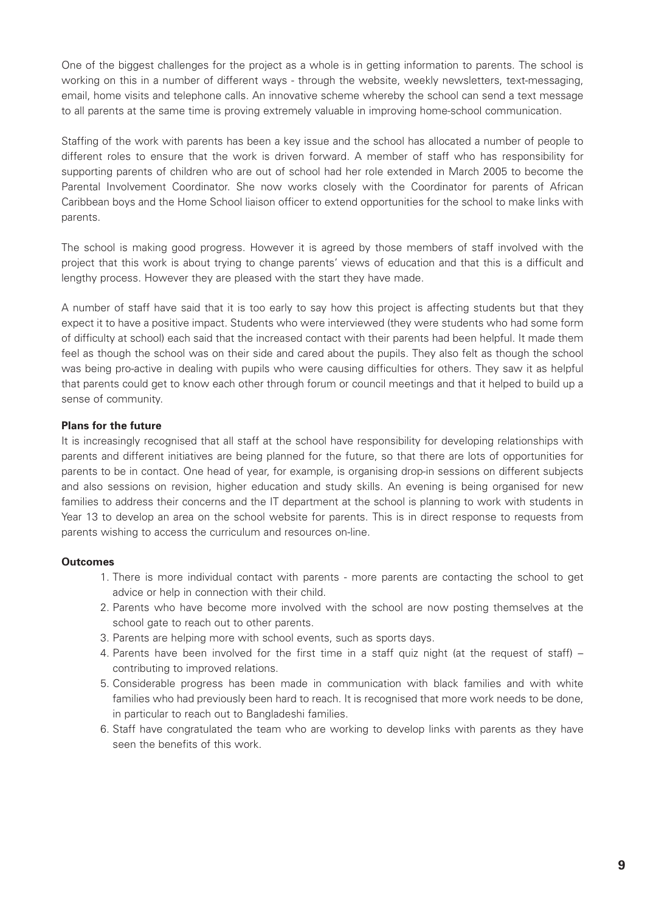One of the biggest challenges for the project as a whole is in getting information to parents. The school is working on this in a number of different ways - through the website, weekly newsletters, text-messaging, email, home visits and telephone calls. An innovative scheme whereby the school can send a text message to all parents at the same time is proving extremely valuable in improving home-school communication.

Staffing of the work with parents has been a key issue and the school has allocated a number of people to different roles to ensure that the work is driven forward. A member of staff who has responsibility for supporting parents of children who are out of school had her role extended in March 2005 to become the Parental Involvement Coordinator. She now works closely with the Coordinator for parents of African Caribbean boys and the Home School liaison officer to extend opportunities for the school to make links with parents.

The school is making good progress. However it is agreed by those members of staff involved with the project that this work is about trying to change parents' views of education and that this is a difficult and lengthy process. However they are pleased with the start they have made.

A number of staff have said that it is too early to say how this project is affecting students but that they expect it to have a positive impact. Students who were interviewed (they were students who had some form of difficulty at school) each said that the increased contact with their parents had been helpful. It made them feel as though the school was on their side and cared about the pupils. They also felt as though the school was being pro-active in dealing with pupils who were causing difficulties for others. They saw it as helpful that parents could get to know each other through forum or council meetings and that it helped to build up a sense of community.

**Plans for the future**

It is increasingly recognised that all staff at the school have responsibility for developing relationships with parents and different initiatives are being planned for the future, so that there are lots of opportunities for parents to be in contact. One head of year, for example, is organising drop-in sessions on different subjects and also sessions on revision, higher education and study skills. An evening is being organised for new families to address their concerns and the IT department at the school is planning to work with students in Year 13 to develop an area on the school website for parents. This is in direct response to requests from parents wishing to access the curriculum and resources on-line.

**Outcomes**

1. There is more individual contact with parents - more parents are contacting the school to get advice or help in connection with their child.
2. Parents who have become more involved with the school are now posting themselves at the school gate to reach out to other parents.
3. Parents are helping more with school events, such as sports days.
4. Parents have been involved for the first time in a staff quiz night (at the request of staff) – contributing to improved relations.
5. Considerable progress has been made in communication with black families and with white families who had previously been hard to reach. It is recognised that more work needs to be done, in particular to reach out to Bangladeshi families.
6. Staff have congratulated the team who are working to develop links with parents as they have seen the benefits of this work.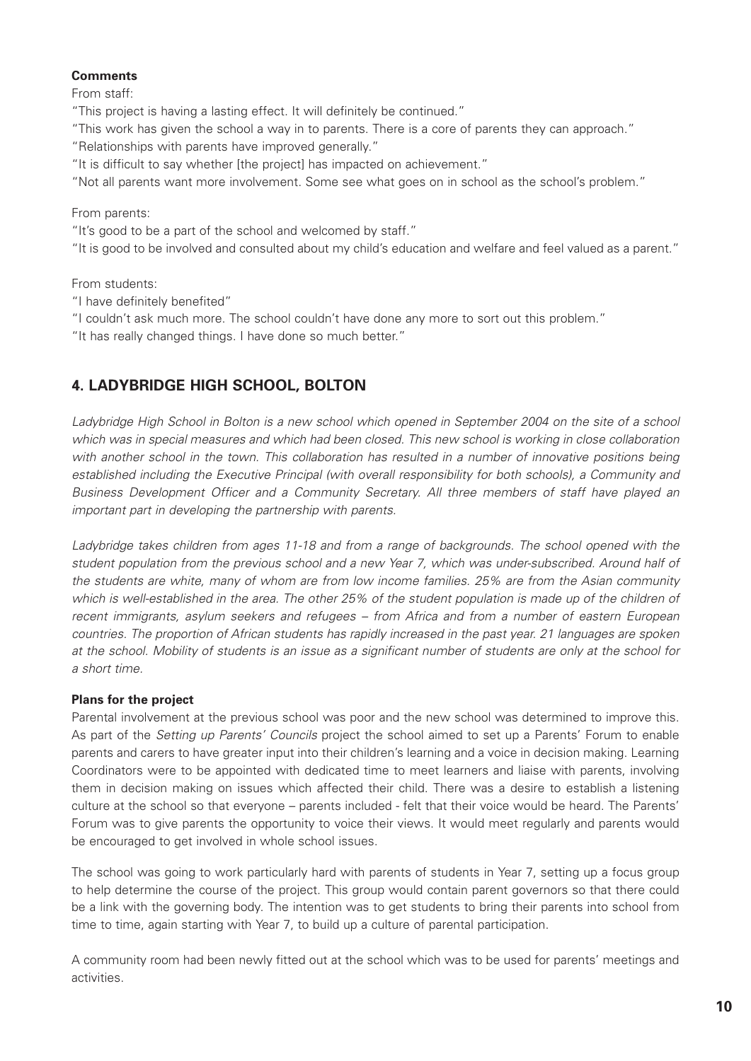**Comments**

From staff:

"This project is having a lasting effect. It will definitely be continued."

"This work has given the school a way in to parents. There is a core of parents they can approach."

"Relationships with parents have improved generally."

"It is difficult to say whether [the project] has impacted on achievement."

"Not all parents want more involvement. Some see what goes on in school as the school's problem."

From parents:

"It's good to be a part of the school and welcomed by staff."

"It is good to be involved and consulted about my child's education and welfare and feel valued as a parent."

From students:

"I have definitely benefited"

"I couldn't ask much more. The school couldn't have done any more to sort out this problem."

"It has really changed things. I have done so much better."

## 4. LADYBRIDGE HIGH SCHOOL, BOLTON

*Ladybridge High School in Bolton is a new school which opened in September 2004 on the site of a school which was in special measures and which had been closed. This new school is working in close collaboration with another school in the town. This collaboration has resulted in a number of innovative positions being established including the Executive Principal (with overall responsibility for both schools), a Community and Business Development Officer and a Community Secretary. All three members of staff have played an important part in developing the partnership with parents.*

*Ladybridge takes children from ages 11-18 and from a range of backgrounds. The school opened with the student population from the previous school and a new Year 7, which was under-subscribed. Around half of the students are white, many of whom are from low income families. 25% are from the Asian community which is well-established in the area. The other 25% of the student population is made up of the children of recent immigrants, asylum seekers and refugees – from Africa and from a number of eastern European countries. The proportion of African students has rapidly increased in the past year. 21 languages are spoken at the school. Mobility of students is an issue as a significant number of students are only at the school for a short time.*

**Plans for the project**

Parental involvement at the previous school was poor and the new school was determined to improve this. As part of the *Setting up Parents' Councils* project the school aimed to set up a Parents' Forum to enable parents and carers to have greater input into their children's learning and a voice in decision making. Learning Coordinators were to be appointed with dedicated time to meet learners and liaise with parents, involving them in decision making on issues which affected their child. There was a desire to establish a listening culture at the school so that everyone – parents included - felt that their voice would be heard. The Parents' Forum was to give parents the opportunity to voice their views. It would meet regularly and parents would be encouraged to get involved in whole school issues.

The school was going to work particularly hard with parents of students in Year 7, setting up a focus group to help determine the course of the project. This group would contain parent governors so that there could be a link with the governing body. The intention was to get students to bring their parents into school from time to time, again starting with Year 7, to build up a culture of parental participation.

A community room had been newly fitted out at the school which was to be used for parents' meetings and activities.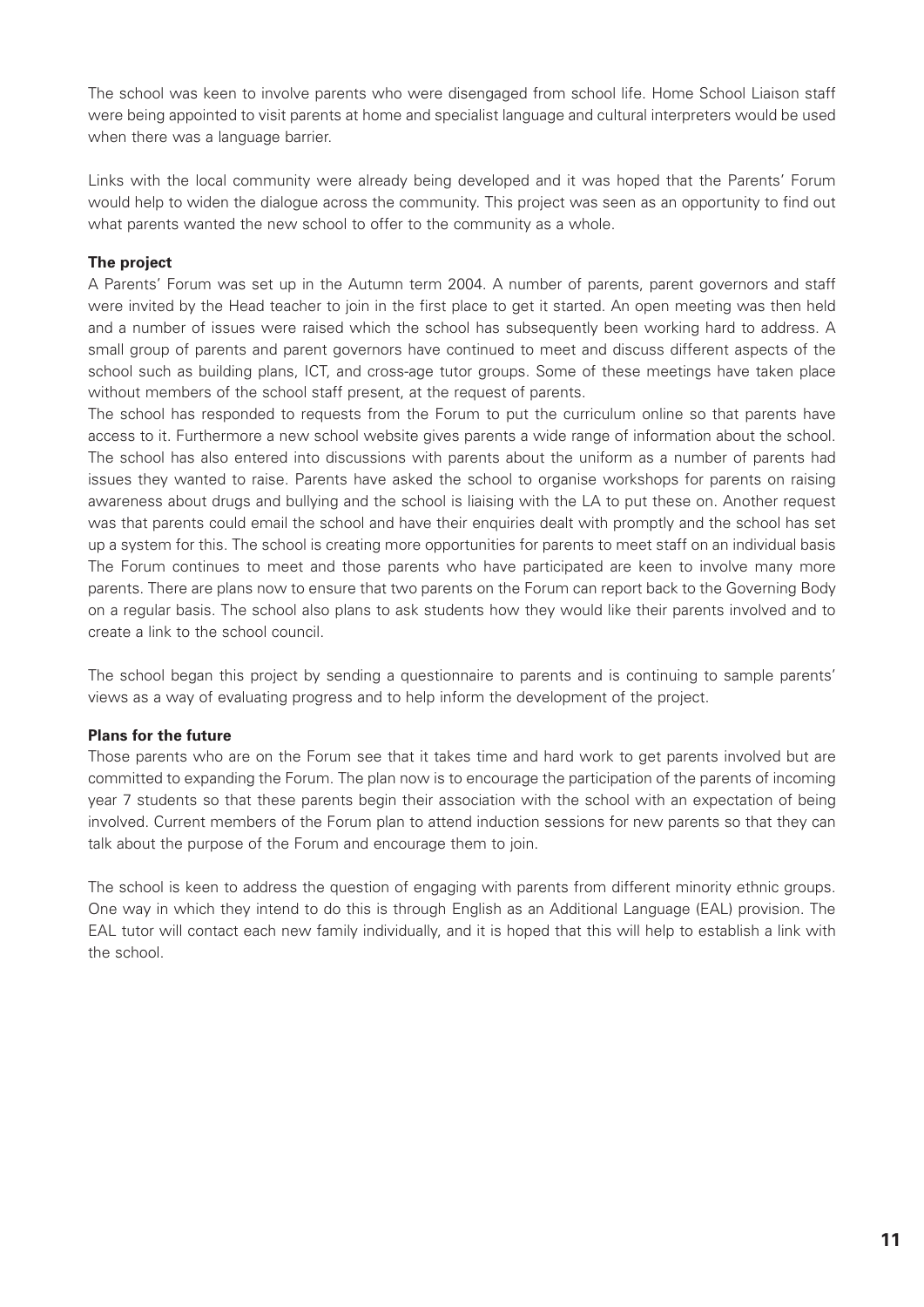The school was keen to involve parents who were disengaged from school life. Home School Liaison staff were being appointed to visit parents at home and specialist language and cultural interpreters would be used when there was a language barrier.

Links with the local community were already being developed and it was hoped that the Parents' Forum would help to widen the dialogue across the community. This project was seen as an opportunity to find out what parents wanted the new school to offer to the community as a whole.

**The project**

A Parents' Forum was set up in the Autumn term 2004. A number of parents, parent governors and staff were invited by the Head teacher to join in the first place to get it started. An open meeting was then held and a number of issues were raised which the school has subsequently been working hard to address. A small group of parents and parent governors have continued to meet and discuss different aspects of the school such as building plans, ICT, and cross-age tutor groups. Some of these meetings have taken place without members of the school staff present, at the request of parents.

The school has responded to requests from the Forum to put the curriculum online so that parents have access to it. Furthermore a new school website gives parents a wide range of information about the school. The school has also entered into discussions with parents about the uniform as a number of parents had issues they wanted to raise. Parents have asked the school to organise workshops for parents on raising awareness about drugs and bullying and the school is liaising with the LA to put these on. Another request was that parents could email the school and have their enquiries dealt with promptly and the school has set up a system for this. The school is creating more opportunities for parents to meet staff on an individual basis The Forum continues to meet and those parents who have participated are keen to involve many more parents. There are plans now to ensure that two parents on the Forum can report back to the Governing Body on a regular basis. The school also plans to ask students how they would like their parents involved and to create a link to the school council.

The school began this project by sending a questionnaire to parents and is continuing to sample parents' views as a way of evaluating progress and to help inform the development of the project.

**Plans for the future**

Those parents who are on the Forum see that it takes time and hard work to get parents involved but are committed to expanding the Forum. The plan now is to encourage the participation of the parents of incoming year 7 students so that these parents begin their association with the school with an expectation of being involved. Current members of the Forum plan to attend induction sessions for new parents so that they can talk about the purpose of the Forum and encourage them to join.

The school is keen to address the question of engaging with parents from different minority ethnic groups. One way in which they intend to do this is through English as an Additional Language (EAL) provision. The EAL tutor will contact each new family individually, and it is hoped that this will help to establish a link with the school.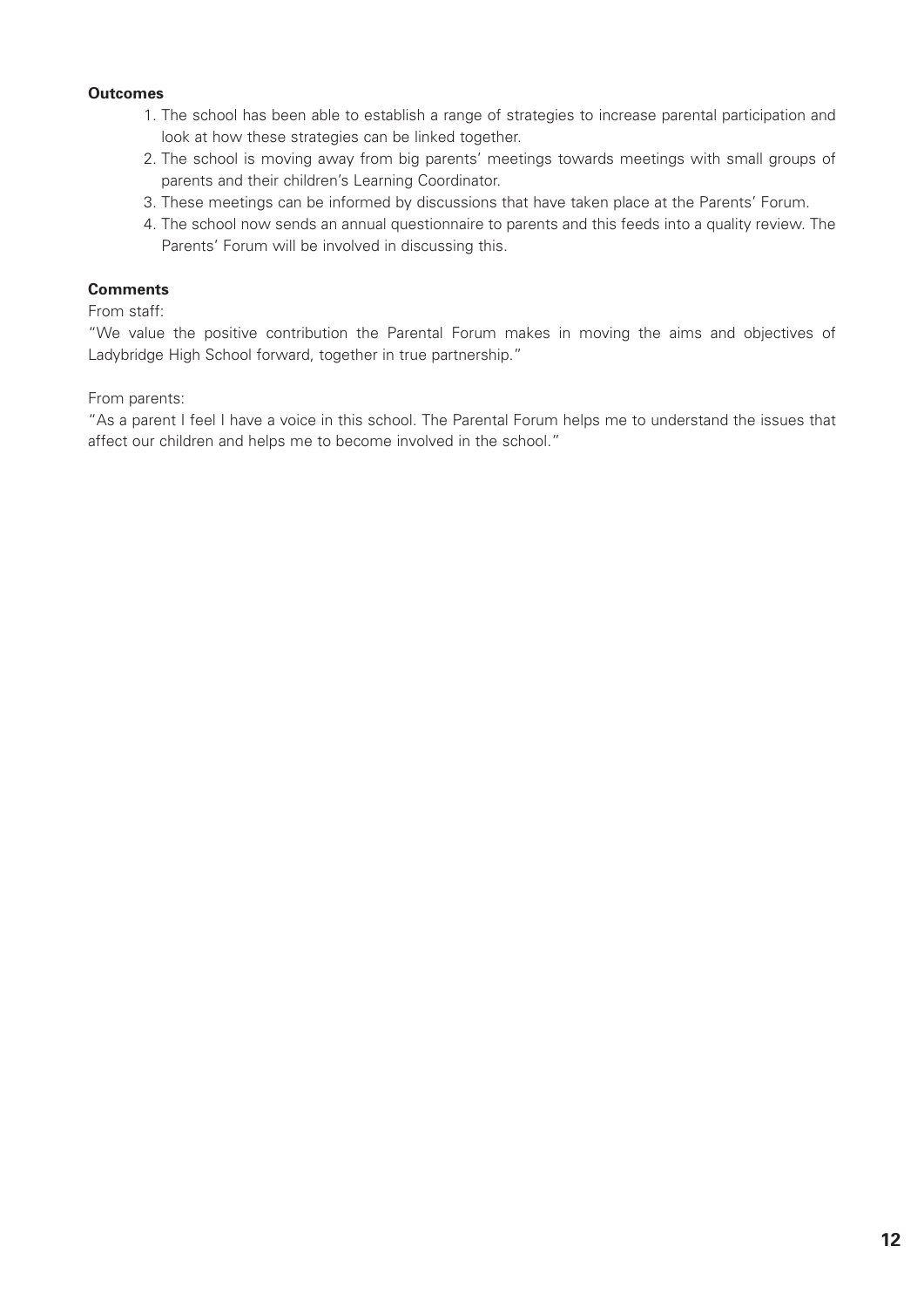**Outcomes**

1. The school has been able to establish a range of strategies to increase parental participation and look at how these strategies can be linked together.
2. The school is moving away from big parents' meetings towards meetings with small groups of parents and their children's Learning Coordinator.
3. These meetings can be informed by discussions that have taken place at the Parents' Forum.
4. The school now sends an annual questionnaire to parents and this feeds into a quality review. The Parents' Forum will be involved in discussing this.

**Comments**

From staff:

"We value the positive contribution the Parental Forum makes in moving the aims and objectives of Ladybridge High School forward, together in true partnership."

From parents:

"As a parent I feel I have a voice in this school. The Parental Forum helps me to understand the issues that affect our children and helps me to become involved in the school."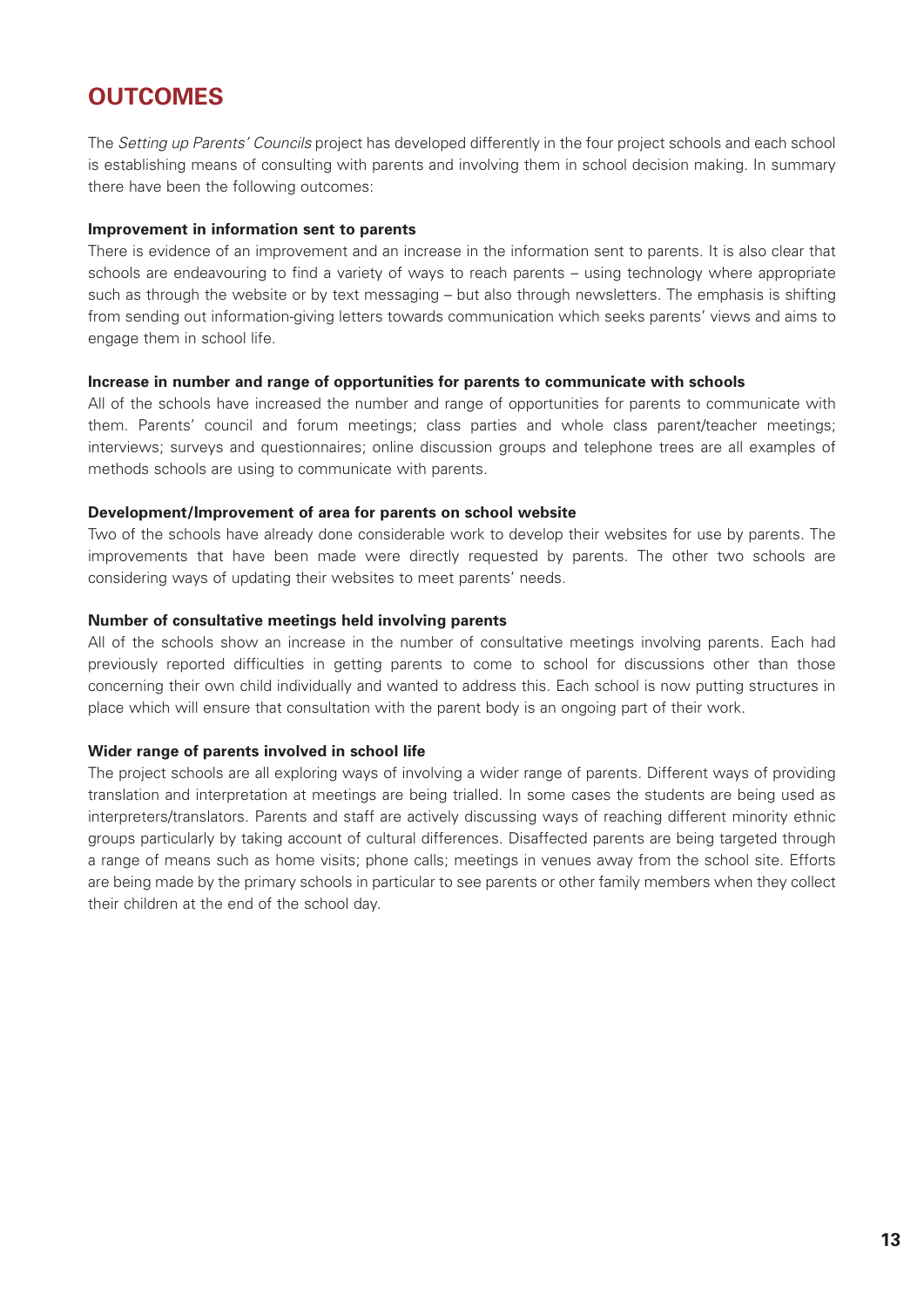# OUTCOMES

The *Setting up Parents' Councils* project has developed differently in the four project schools and each school is establishing means of consulting with parents and involving them in school decision making. In summary there have been the following outcomes:

**Improvement in information sent to parents**

There is evidence of an improvement and an increase in the information sent to parents. It is also clear that schools are endeavouring to find a variety of ways to reach parents – using technology where appropriate such as through the website or by text messaging – but also through newsletters. The emphasis is shifting from sending out information-giving letters towards communication which seeks parents' views and aims to engage them in school life.

**Increase in number and range of opportunities for parents to communicate with schools**

All of the schools have increased the number and range of opportunities for parents to communicate with them. Parents' council and forum meetings; class parties and whole class parent/teacher meetings; interviews; surveys and questionnaires; online discussion groups and telephone trees are all examples of methods schools are using to communicate with parents.

**Development/Improvement of area for parents on school website**

Two of the schools have already done considerable work to develop their websites for use by parents. The improvements that have been made were directly requested by parents. The other two schools are considering ways of updating their websites to meet parents' needs.

**Number of consultative meetings held involving parents**

All of the schools show an increase in the number of consultative meetings involving parents. Each had previously reported difficulties in getting parents to come to school for discussions other than those concerning their own child individually and wanted to address this. Each school is now putting structures in place which will ensure that consultation with the parent body is an ongoing part of their work.

**Wider range of parents involved in school life**

The project schools are all exploring ways of involving a wider range of parents. Different ways of providing translation and interpretation at meetings are being trialled. In some cases the students are being used as interpreters/translators. Parents and staff are actively discussing ways of reaching different minority ethnic groups particularly by taking account of cultural differences. Disaffected parents are being targeted through a range of means such as home visits; phone calls; meetings in venues away from the school site. Efforts are being made by the primary schools in particular to see parents or other family members when they collect their children at the end of the school day.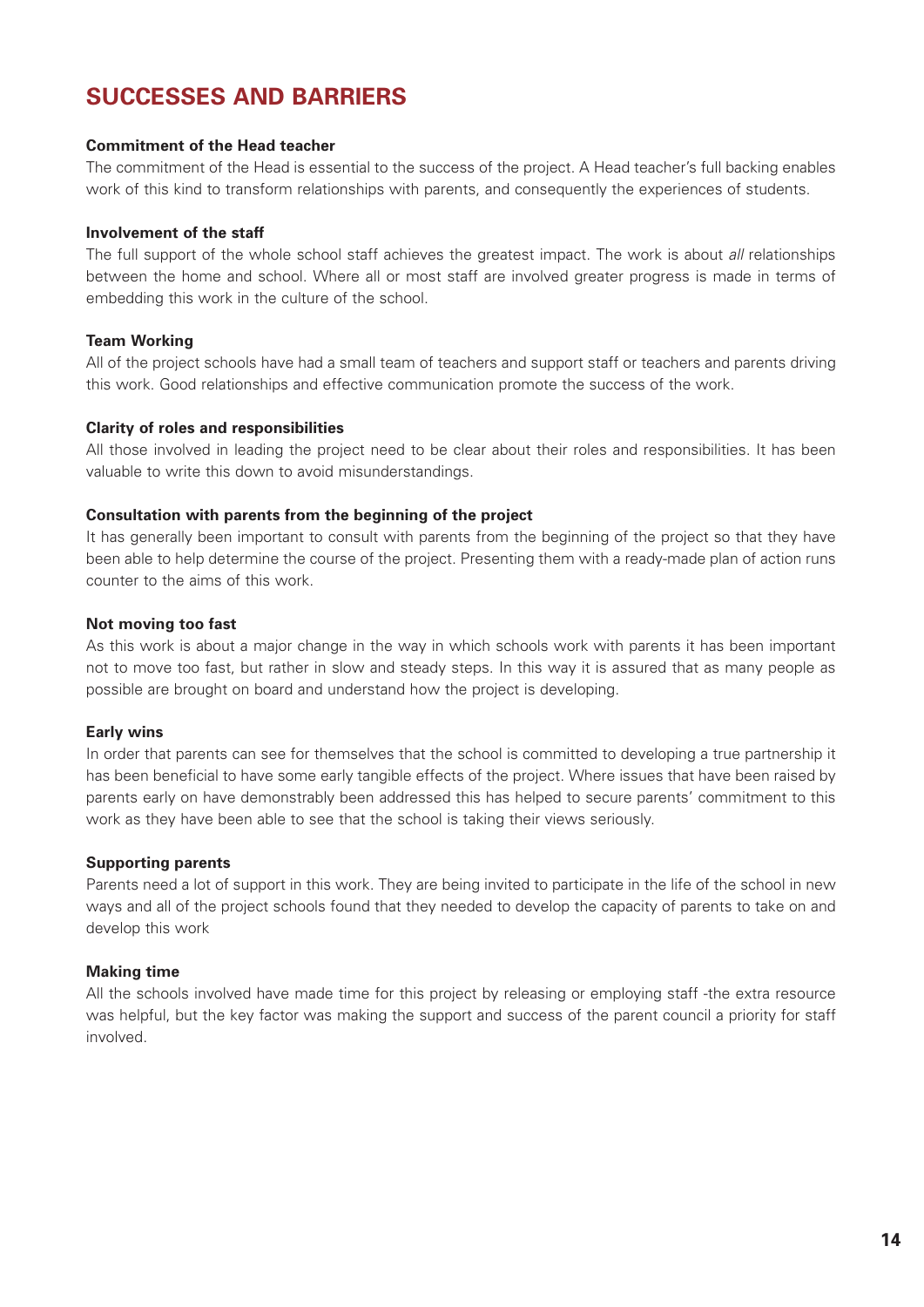## SUCCESSES AND BARRIERS

**Commitment of the Head teacher**

The commitment of the Head is essential to the success of the project. A Head teacher's full backing enables work of this kind to transform relationships with parents, and consequently the experiences of students.

**Involvement of the staff**

The full support of the whole school staff achieves the greatest impact. The work is about *all* relationships between the home and school. Where all or most staff are involved greater progress is made in terms of embedding this work in the culture of the school.

**Team Working**

All of the project schools have had a small team of teachers and support staff or teachers and parents driving this work. Good relationships and effective communication promote the success of the work.

**Clarity of roles and responsibilities**

All those involved in leading the project need to be clear about their roles and responsibilities. It has been valuable to write this down to avoid misunderstandings.

**Consultation with parents from the beginning of the project**

It has generally been important to consult with parents from the beginning of the project so that they have been able to help determine the course of the project. Presenting them with a ready-made plan of action runs counter to the aims of this work.

**Not moving too fast**

As this work is about a major change in the way in which schools work with parents it has been important not to move too fast, but rather in slow and steady steps. In this way it is assured that as many people as possible are brought on board and understand how the project is developing.

**Early wins**

In order that parents can see for themselves that the school is committed to developing a true partnership it has been beneficial to have some early tangible effects of the project. Where issues that have been raised by parents early on have demonstrably been addressed this has helped to secure parents' commitment to this work as they have been able to see that the school is taking their views seriously.

**Supporting parents**

Parents need a lot of support in this work. They are being invited to participate in the life of the school in new ways and all of the project schools found that they needed to develop the capacity of parents to take on and develop this work

**Making time**

All the schools involved have made time for this project by releasing or employing staff -the extra resource was helpful, but the key factor was making the support and success of the parent council a priority for staff involved.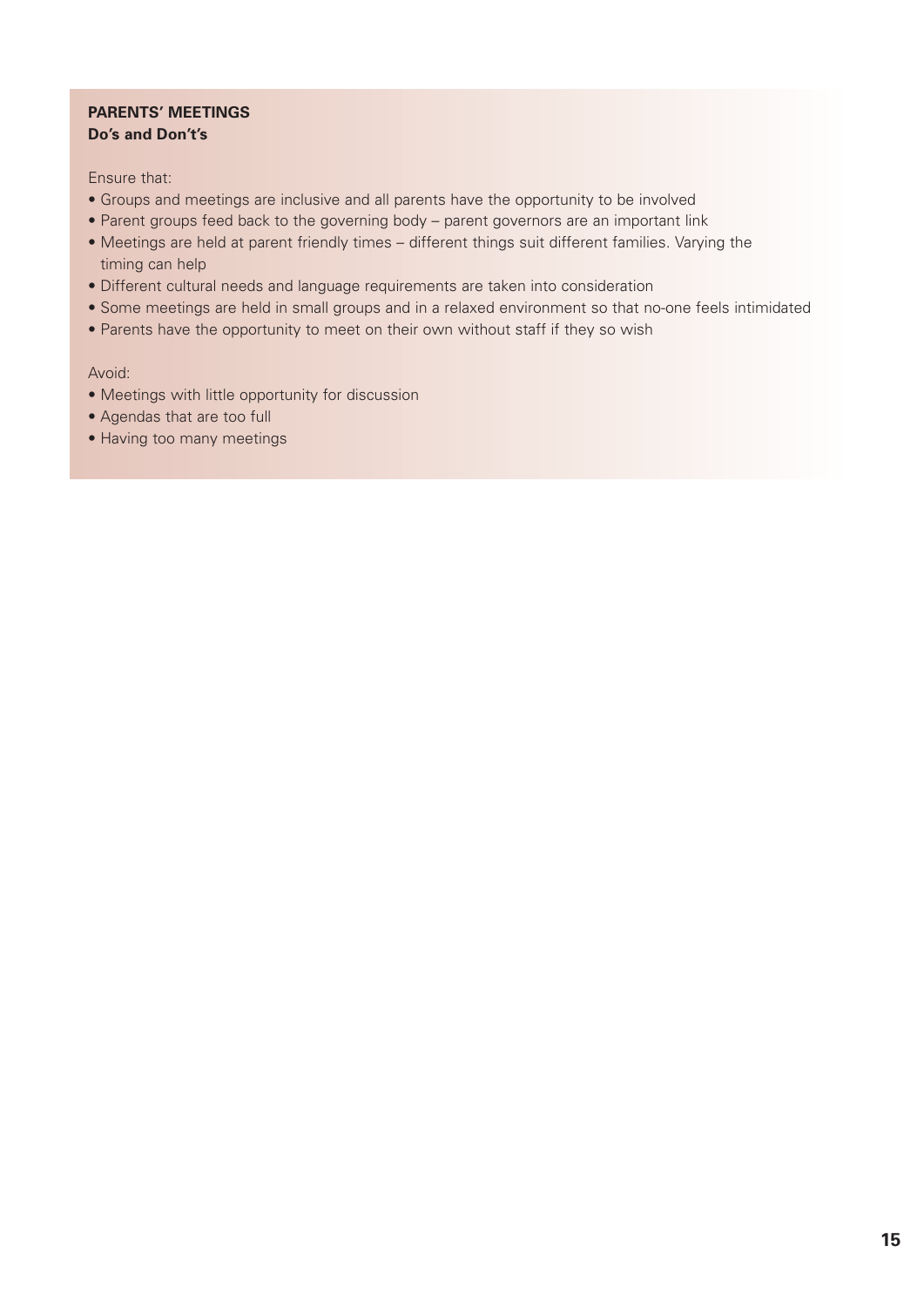**PARENTS' MEETINGS**
**Do's and Don't's**

Ensure that:

- Groups and meetings are inclusive and all parents have the opportunity to be involved
- Parent groups feed back to the governing body – parent governors are an important link
- Meetings are held at parent friendly times – different things suit different families. Varying the timing can help
- Different cultural needs and language requirements are taken into consideration
- Some meetings are held in small groups and in a relaxed environment so that no-one feels intimidated
- Parents have the opportunity to meet on their own without staff if they so wish

Avoid:

- Meetings with little opportunity for discussion
- Agendas that are too full
- Having too many meetings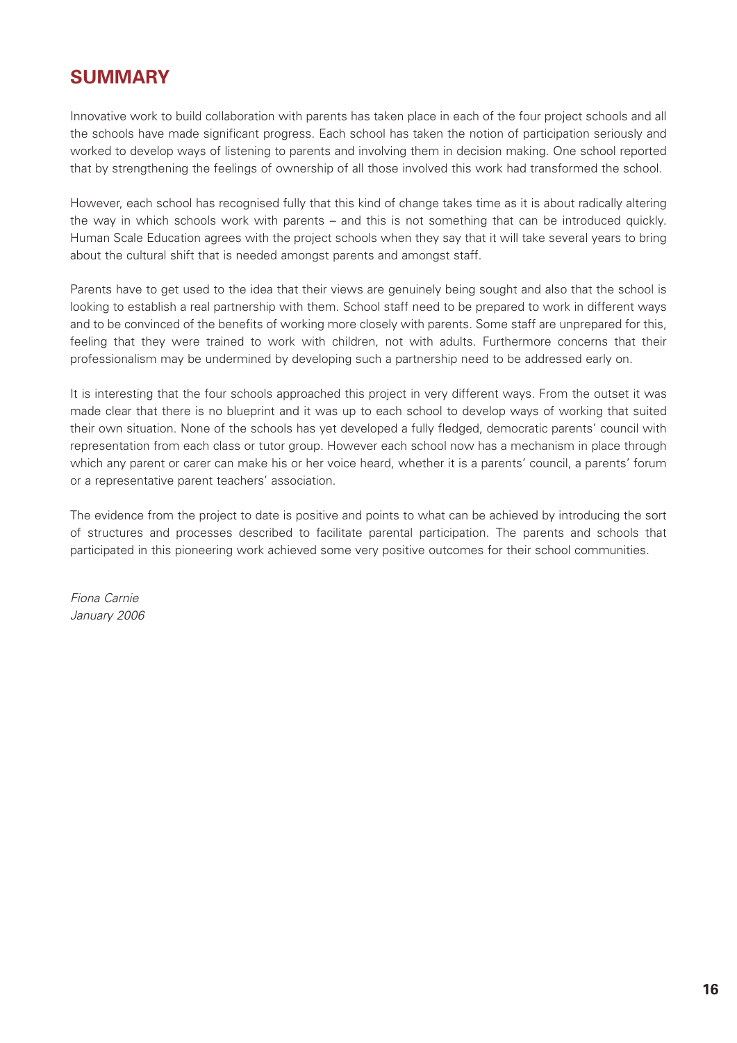## SUMMARY

Innovative work to build collaboration with parents has taken place in each of the four project schools and all the schools have made significant progress. Each school has taken the notion of participation seriously and worked to develop ways of listening to parents and involving them in decision making. One school reported that by strengthening the feelings of ownership of all those involved this work had transformed the school.

However, each school has recognised fully that this kind of change takes time as it is about radically altering the way in which schools work with parents – and this is not something that can be introduced quickly. Human Scale Education agrees with the project schools when they say that it will take several years to bring about the cultural shift that is needed amongst parents and amongst staff.

Parents have to get used to the idea that their views are genuinely being sought and also that the school is looking to establish a real partnership with them. School staff need to be prepared to work in different ways and to be convinced of the benefits of working more closely with parents. Some staff are unprepared for this, feeling that they were trained to work with children, not with adults. Furthermore concerns that their professionalism may be undermined by developing such a partnership need to be addressed early on.

It is interesting that the four schools approached this project in very different ways. From the outset it was made clear that there is no blueprint and it was up to each school to develop ways of working that suited their own situation. None of the schools has yet developed a fully fledged, democratic parents' council with representation from each class or tutor group. However each school now has a mechanism in place through which any parent or carer can make his or her voice heard, whether it is a parents' council, a parents' forum or a representative parent teachers' association.

The evidence from the project to date is positive and points to what can be achieved by introducing the sort of structures and processes described to facilitate parental participation. The parents and schools that participated in this pioneering work achieved some very positive outcomes for their school communities.

*Fiona Carnie*
*January 2006*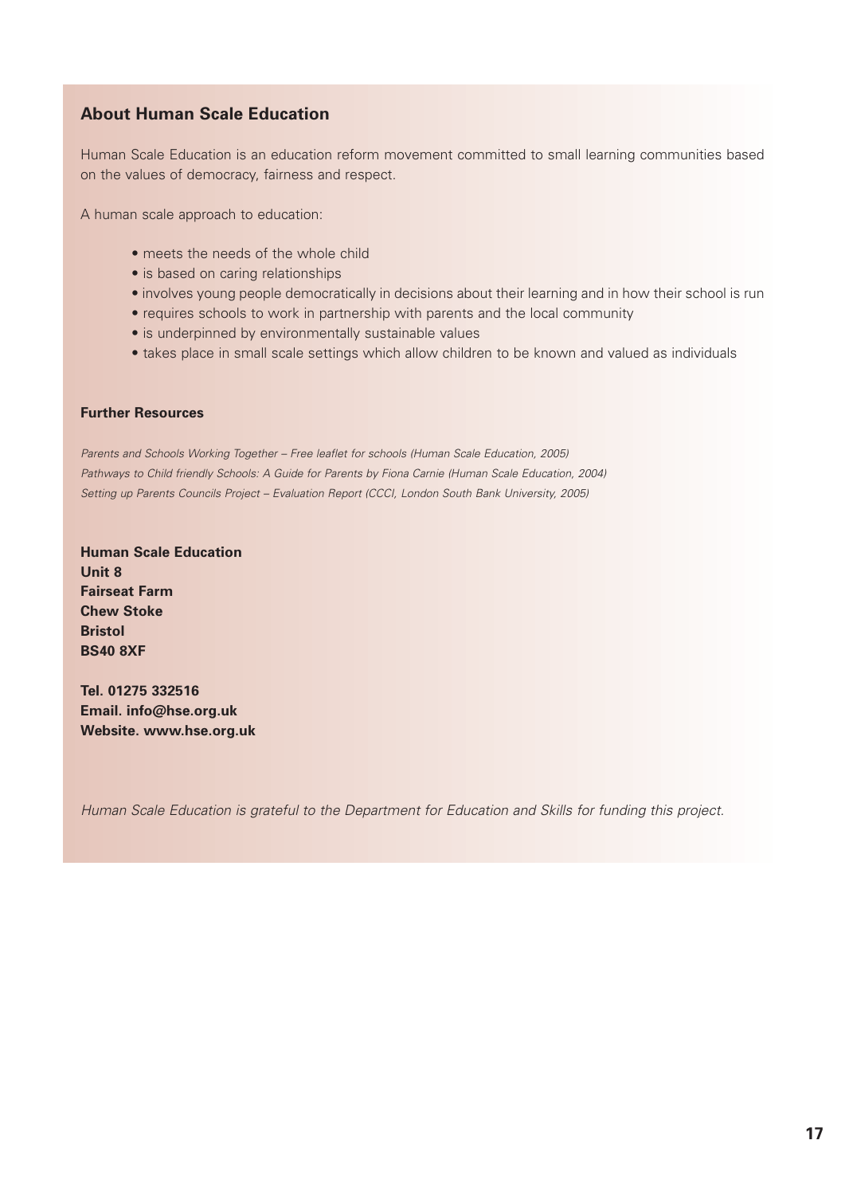## About Human Scale Education

Human Scale Education is an education reform movement committed to small learning communities based on the values of democracy, fairness and respect.

A human scale approach to education:

- meets the needs of the whole child
- is based on caring relationships
- involves young people democratically in decisions about their learning and in how their school is run
- requires schools to work in partnership with parents and the local community
- is underpinned by environmentally sustainable values
- takes place in small scale settings which allow children to be known and valued as individuals

### Further Resources

*Parents and Schools Working Together – Free leaflet for schools (Human Scale Education, 2005)*
*Pathways to Child friendly Schools: A Guide for Parents by Fiona Carnie (Human Scale Education, 2004)*
*Setting up Parents Councils Project – Evaluation Report (CCCI, London South Bank University, 2005)*

**Human Scale Education**
**Unit 8**
**Fairseat Farm**
**Chew Stoke**
**Bristol**
**BS40 8XF**

**Tel. 01275 332516**
**Email. info@hse.org.uk**
**Website. www.hse.org.uk**

*Human Scale Education is grateful to the Department for Education and Skills for funding this project.*